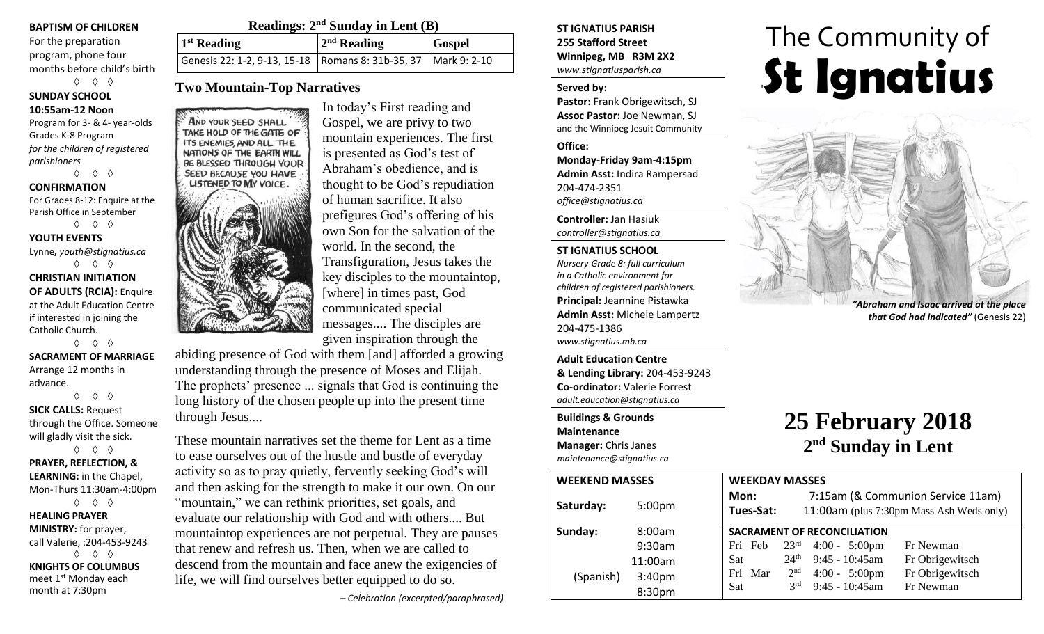**BAPTISM OF CHILDREN**
For the preparation program, phone four months before child's birth

◊ ◊ ◊

**SUNDAY SCHOOL**
**10:55am-12 Noon**
Program for 3- & 4- year-olds
Grades K-8 Program
*for the children of registered parishioners*

◊ ◊ ◊

**CONFIRMATION**
For Grades 8-12: Enquire at the Parish Office in September

◊ ◊ ◊

**YOUTH EVENTS**
Lynne, *youth@stignatius.ca*

◊ ◊ ◊

**CHRISTIAN INITIATION OF ADULTS (RCIA):** Enquire at the Adult Education Centre if interested in joining the Catholic Church.

◊ ◊ ◊

**SACRAMENT OF MARRIAGE**
Arrange 12 months in advance.

◊ ◊ ◊

**SICK CALLS:** Request through the Office. Someone will gladly visit the sick.

◊ ◊ ◊

**PRAYER, REFLECTION, & LEARNING:** in the Chapel, Mon-Thurs 11:30am-4:00pm

◊ ◊ ◊

**HEALING PRAYER MINISTRY:** for prayer, call Valerie, :204-453-9243

◊ ◊ ◊

**KNIGHTS OF COLUMBUS**
meet 1st Monday each month at 7:30pm

## Readings: 2nd Sunday in Lent (B)

| 1st Reading | 2nd Reading | Gospel |
|---|---|---|
| Genesis 22: 1-2, 9-13, 15-18 | Romans 8: 31b-35, 37 | Mark 9: 2-10 |

## Two Mountain-Top Narratives

AND YOUR SEED SHALL TAKE HOLD OF THE GATE OF ITS ENEMIES, AND ALL THE NATIONS OF THE EARTH WILL BE BLESSED THROUGH YOUR SEED BECAUSE YOU HAVE LISTENED TO MY VOICE.

In today's First reading and Gospel, we are privy to two mountain experiences. The first is presented as God's test of Abraham's obedience, and is thought to be God's repudiation of human sacrifice. It also prefigures God's offering of his own Son for the salvation of the world. In the second, the Transfiguration, Jesus takes the key disciples to the mountaintop, [where] in times past, God communicated special messages.... The disciples are given inspiration through the abiding presence of God with them [and] afforded a growing understanding through the presence of Moses and Elijah. The prophets' presence ... signals that God is continuing the long history of the chosen people up into the present time through Jesus....

These mountain narratives set the theme for Lent as a time to ease ourselves out of the hustle and bustle of everyday activity so as to pray quietly, fervently seeking God's will and then asking for the strength to make it our own. On our "mountain," we can rethink priorities, set goals, and evaluate our relationship with God and with others.... But mountaintop experiences are not perpetual. They are pauses that renew and refresh us. Then, when we are called to descend from the mountain and face anew the exigencies of life, we will find ourselves better equipped to do so.

*– Celebration (excerpted/paraphrased)*

**ST IGNATIUS PARISH**
**255 Stafford Street**
**Winnipeg, MB R3M 2X2**
*www.stignatiusparish.ca*

**Served by:**
**Pastor:** Frank Obrigewitsch, SJ
**Assoc Pastor:** Joe Newman, SJ
and the Winnipeg Jesuit Community

**Office:**
**Monday-Friday 9am-4:15pm**
**Admin Asst:** Indira Rampersad
204-474-2351
*office@stignatius.ca*

**Controller:** Jan Hasiuk
*controller@stignatius.ca*

**ST IGNATIUS SCHOOL**
*Nursery-Grade 8: full curriculum in a Catholic environment for children of registered parishioners.*
**Principal:** Jeannine Pistawka
**Admin Asst:** Michele Lampertz
204-475-1386
*www.stignatius.mb.ca*

**Adult Education Centre & Lending Library:** 204-453-9243
**Co-ordinator:** Valerie Forrest
*adult.education@stignatius.ca*

**Buildings & Grounds Maintenance**
**Manager:** Chris Janes
*maintenance@stignatius.ca*

# The Community of St Ignatius

*"Abraham and Isaac arrived at the place that God had indicated"* (Genesis 22)

# 25 February 2018
## 2nd Sunday in Lent

| WEEKEND MASSES | |
|---|---|
| Saturday: | 5:00pm |
| Sunday: | 8:00am |
| | 9:30am |
| | 11:00am |
| (Spanish) | 3:40pm |
| | 8:30pm |

**WEEKDAY MASSES**
**Mon:** 7:15am (& Communion Service 11am)
**Tues-Sat:** 11:00am (plus 7:30pm Mass Ash Weds only)

**SACRAMENT OF RECONCILIATION**

| | | | |
|---|---|---|---|
| Fri Feb | 23rd | 4:00 - 5:00pm | Fr Newman |
| Sat | 24th | 9:45 - 10:45am | Fr Obrigewitsch |
| Fri Mar | 2nd | 4:00 - 5:00pm | Fr Obrigewitsch |
| Sat | 3rd | 9:45 - 10:45am | Fr Newman |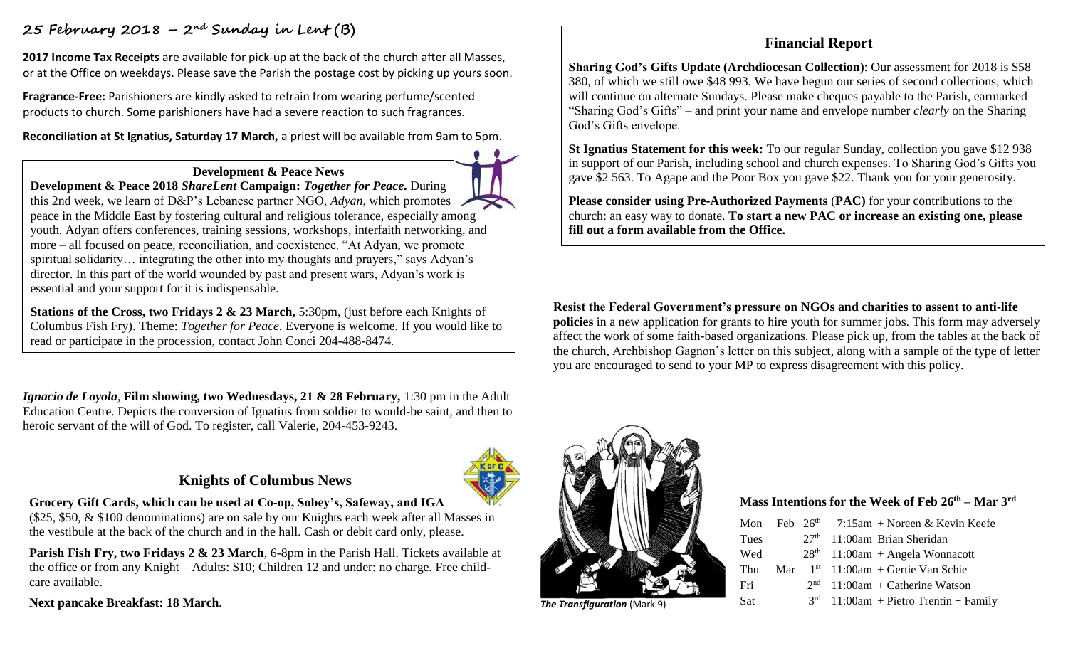# 25 February 2018 – 2nd Sunday in Lent (B)

**2017 Income Tax Receipts** are available for pick-up at the back of the church after all Masses, or at the Office on weekdays. Please save the Parish the postage cost by picking up yours soon.

**Fragrance-Free:** Parishioners are kindly asked to refrain from wearing perfume/scented products to church. Some parishioners have had a severe reaction to such fragrances.

**Reconciliation at St Ignatius, Saturday 17 March,** a priest will be available from 9am to 5pm.

## Development & Peace News

**Development & Peace 2018 *ShareLent* Campaign: *Together for Peace***. During this 2nd week, we learn of D&P's Lebanese partner NGO, *Adyan*, which promotes peace in the Middle East by fostering cultural and religious tolerance, especially among youth. Adyan offers conferences, training sessions, workshops, interfaith networking, and more – all focused on peace, reconciliation, and coexistence. "At Adyan, we promote spiritual solidarity… integrating the other into my thoughts and prayers," says Adyan's director. In this part of the world wounded by past and present wars, Adyan's work is essential and your support for it is indispensable.

**Stations of the Cross, two Fridays 2 & 23 March,** 5:30pm, (just before each Knights of Columbus Fish Fry). Theme: *Together for Peace*. Everyone is welcome. If you would like to read or participate in the procession, contact John Conci 204-488-8474.

***Ignacio de Loyola*, Film showing, two Wednesdays, 21 & 28 February,** 1:30 pm in the Adult Education Centre. Depicts the conversion of Ignatius from soldier to would-be saint, and then to heroic servant of the will of God. To register, call Valerie, 204-453-9243.

## Knights of Columbus News

**Grocery Gift Cards, which can be used at Co-op, Sobey's, Safeway, and IGA** ($25, $50, & $100 denominations) are on sale by our Knights each week after all Masses in the vestibule at the back of the church and in the hall. Cash or debit card only, please.

**Parish Fish Fry, two Fridays 2 & 23 March**, 6-8pm in the Parish Hall. Tickets available at the office or from any Knight – Adults: $10; Children 12 and under: no charge. Free child-care available.

**Next pancake Breakfast: 18 March.**

## Financial Report

**Sharing God's Gifts Update (Archdiocesan Collection)**: Our assessment for 2018 is $58 380, of which we still owe $48 993. We have begun our series of second collections, which will continue on alternate Sundays. Please make cheques payable to the Parish, earmarked "Sharing God's Gifts" – and print your name and envelope number *clearly* on the Sharing God's Gifts envelope.

**St Ignatius Statement for this week:** To our regular Sunday, collection you gave $12 938 in support of our Parish, including school and church expenses. To Sharing God's Gifts you gave $2 563. To Agape and the Poor Box you gave $22. Thank you for your generosity.

**Please consider using Pre-Authorized Payments (PAC)** for your contributions to the church: an easy way to donate. **To start a new PAC or increase an existing one, please fill out a form available from the Office.**

**Resist the Federal Government's pressure on NGOs and charities to assent to anti-life policies** in a new application for grants to hire youth for summer jobs. This form may adversely affect the work of some faith-based organizations. Please pick up, from the tables at the back of the church, Archbishop Gagnon's letter on this subject, along with a sample of the type of letter you are encouraged to send to your MP to express disagreement with this policy.

*The Transfiguration* (Mark 9)

### Mass Intentions for the Week of Feb 26th – Mar 3rd

| | | | |
|---|---|---|---|
| Mon | Feb 26th | 7:15am | + Noreen & Kevin Keefe |
| Tues | 27th | 11:00am | Brian Sheridan |
| Wed | 28th | 11:00am | + Angela Wonnacott |
| Thu | Mar 1st | 11:00am | + Gertie Van Schie |
| Fri | 2nd | 11:00am | + Catherine Watson |
| Sat | 3rd | 11:00am | + Pietro Trentin + Family |